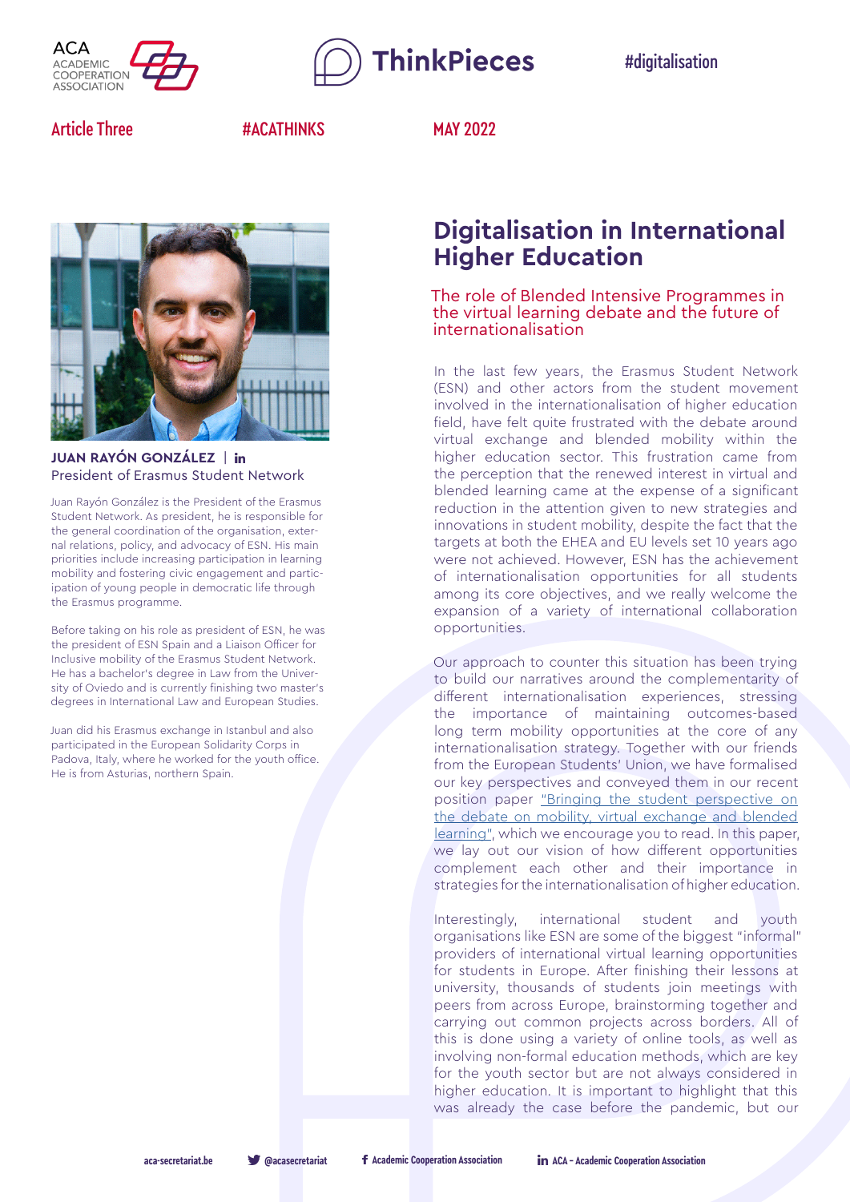ACA ACADEMIC COOPERATION ASSOCIATION

ThinkPieces

#digitalisation

Article Three | #ACATHINKS | MAY 2022

**JUAN RAYÓN GONZÁLEZ** | in
President of Erasmus Student Network

Juan Rayón González is the President of the Erasmus Student Network. As president, he is responsible for the general coordination of the organisation, external relations, policy, and advocacy of ESN. His main priorities include increasing participation in learning mobility and fostering civic engagement and participation of young people in democratic life through the Erasmus programme.

Before taking on his role as president of ESN, he was the president of ESN Spain and a Liaison Officer for Inclusive mobility of the Erasmus Student Network. He has a bachelor's degree in Law from the University of Oviedo and is currently finishing two master's degrees in International Law and European Studies.

Juan did his Erasmus exchange in Istanbul and also participated in the European Solidarity Corps in Padova, Italy, where he worked for the youth office. He is from Asturias, northern Spain.

# Digitalisation in International Higher Education

## The role of Blended Intensive Programmes in the virtual learning debate and the future of internationalisation

In the last few years, the Erasmus Student Network (ESN) and other actors from the student movement involved in the internationalisation of higher education field, have felt quite frustrated with the debate around virtual exchange and blended mobility within the higher education sector. This frustration came from the perception that the renewed interest in virtual and blended learning came at the expense of a significant reduction in the attention given to new strategies and innovations in student mobility, despite the fact that the targets at both the EHEA and EU levels set 10 years ago were not achieved. However, ESN has the achievement of internationalisation opportunities for all students among its core objectives, and we really welcome the expansion of a variety of international collaboration opportunities.

Our approach to counter this situation has been trying to build our narratives around the complementarity of different internationalisation experiences, stressing the importance of maintaining outcomes-based long term mobility opportunities at the core of any internationalisation strategy. Together with our friends from the European Students' Union, we have formalised our key perspectives and conveyed them in our recent position paper "Bringing the student perspective on the debate on mobility, virtual exchange and blended learning", which we encourage you to read. In this paper, we lay out our vision of how different opportunities complement each other and their importance in strategies for the internationalisation of higher education.

Interestingly, international student and youth organisations like ESN are some of the biggest "informal" providers of international virtual learning opportunities for students in Europe. After finishing their lessons at university, thousands of students join meetings with peers from across Europe, brainstorming together and carrying out common projects across borders. All of this is done using a variety of online tools, as well as involving non-formal education methods, which are key for the youth sector but are not always considered in higher education. It is important to highlight that this was already the case before the pandemic, but our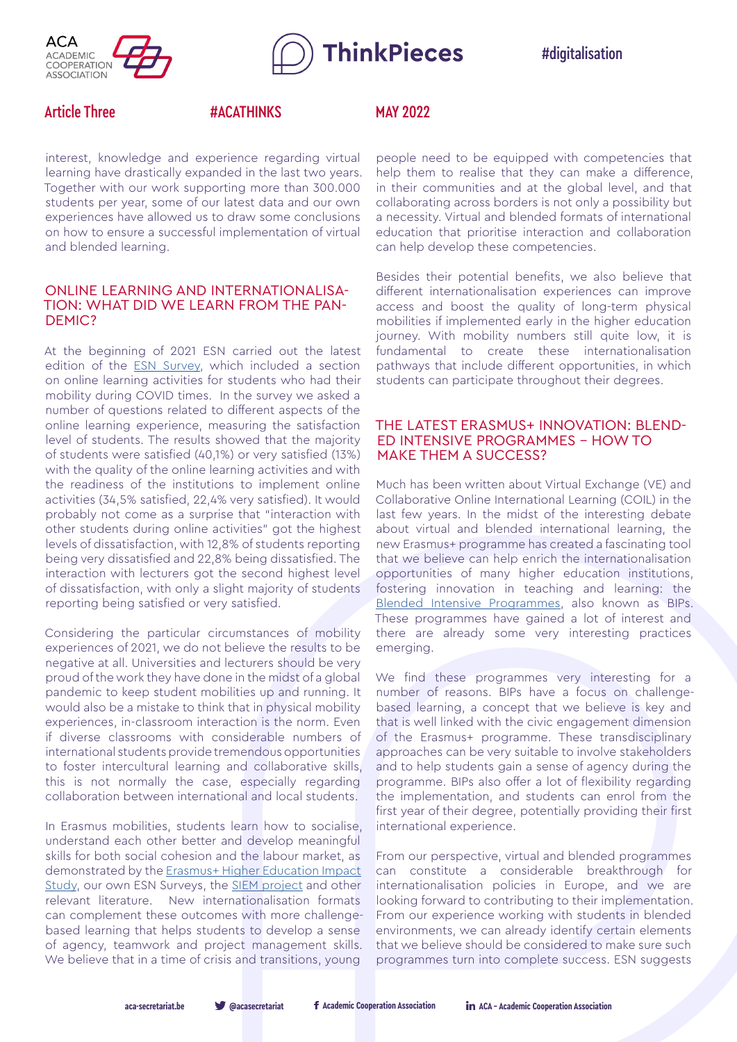interest, knowledge and experience regarding virtual learning have drastically expanded in the last two years. Together with our work supporting more than 300.000 students per year, some of our latest data and our own experiences have allowed us to draw some conclusions on how to ensure a successful implementation of virtual and blended learning.

## ONLINE LEARNING AND INTERNATIONALISATION: WHAT DID WE LEARN FROM THE PANDEMIC?

At the beginning of 2021 ESN carried out the latest edition of the ESN Survey, which included a section on online learning activities for students who had their mobility during COVID times. In the survey we asked a number of questions related to different aspects of the online learning experience, measuring the satisfaction level of students. The results showed that the majority of students were satisfied (40,1%) or very satisfied (13%) with the quality of the online learning activities and with the readiness of the institutions to implement online activities (34,5% satisfied, 22,4% very satisfied). It would probably not come as a surprise that "interaction with other students during online activities" got the highest levels of dissatisfaction, with 12,8% of students reporting being very dissatisfied and 22,8% being dissatisfied. The interaction with lecturers got the second highest level of dissatisfaction, with only a slight majority of students reporting being satisfied or very satisfied.

Considering the particular circumstances of mobility experiences of 2021, we do not believe the results to be negative at all. Universities and lecturers should be very proud of the work they have done in the midst of a global pandemic to keep student mobilities up and running. It would also be a mistake to think that in physical mobility experiences, in-classroom interaction is the norm. Even if diverse classrooms with considerable numbers of international students provide tremendous opportunities to foster intercultural learning and collaborative skills, this is not normally the case, especially regarding collaboration between international and local students.

In Erasmus mobilities, students learn how to socialise, understand each other better and develop meaningful skills for both social cohesion and the labour market, as demonstrated by the Erasmus+ Higher Education Impact Study, our own ESN Surveys, the SIEM project and other relevant literature. New internationalisation formats can complement these outcomes with more challenge-based learning that helps students to develop a sense of agency, teamwork and project management skills. We believe that in a time of crisis and transitions, young people need to be equipped with competencies that help them to realise that they can make a difference, in their communities and at the global level, and that collaborating across borders is not only a possibility but a necessity. Virtual and blended formats of international education that prioritise interaction and collaboration can help develop these competencies.

Besides their potential benefits, we also believe that different internationalisation experiences can improve access and boost the quality of long-term physical mobilities if implemented early in the higher education journey. With mobility numbers still quite low, it is fundamental to create these internationalisation pathways that include different opportunities, in which students can participate throughout their degrees.

## THE LATEST ERASMUS+ INNOVATION: BLENDED INTENSIVE PROGRAMMES – HOW TO MAKE THEM A SUCCESS?

Much has been written about Virtual Exchange (VE) and Collaborative Online International Learning (COIL) in the last few years. In the midst of the interesting debate about virtual and blended international learning, the new Erasmus+ programme has created a fascinating tool that we believe can help enrich the internationalisation opportunities of many higher education institutions, fostering innovation in teaching and learning: the Blended Intensive Programmes, also known as BIPs. These programmes have gained a lot of interest and there are already some very interesting practices emerging.

We find these programmes very interesting for a number of reasons. BIPs have a focus on challenge-based learning, a concept that we believe is key and that is well linked with the civic engagement dimension of the Erasmus+ programme. These transdisciplinary approaches can be very suitable to involve stakeholders and to help students gain a sense of agency during the programme. BIPs also offer a lot of flexibility regarding the implementation, and students can enrol from the first year of their degree, potentially providing their first international experience.

From our perspective, virtual and blended programmes can constitute a considerable breakthrough for internationalisation policies in Europe, and we are looking forward to contributing to their implementation. From our experience working with students in blended environments, we can already identify certain elements that we believe should be considered to make sure such programmes turn into complete success. ESN suggests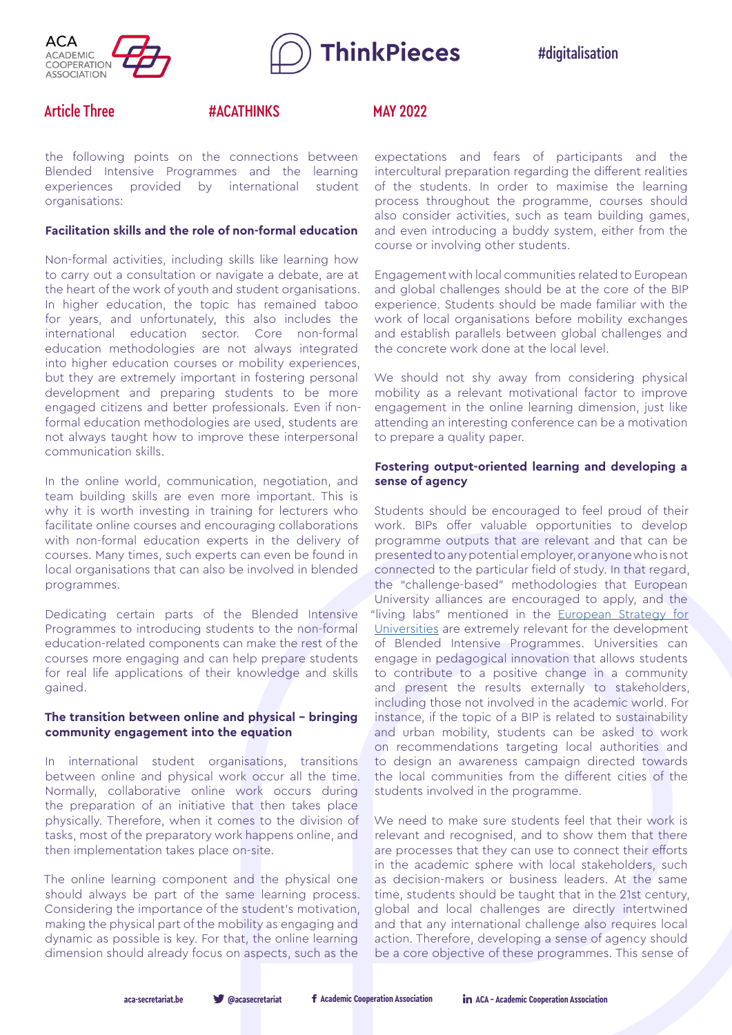the following points on the connections between Blended Intensive Programmes and the learning experiences provided by international student organisations:

**Facilitation skills and the role of non-formal education**

Non-formal activities, including skills like learning how to carry out a consultation or navigate a debate, are at the heart of the work of youth and student organisations. In higher education, the topic has remained taboo for years, and unfortunately, this also includes the international education sector. Core non-formal education methodologies are not always integrated into higher education courses or mobility experiences, but they are extremely important in fostering personal development and preparing students to be more engaged citizens and better professionals. Even if non-formal education methodologies are used, students are not always taught how to improve these interpersonal communication skills.

In the online world, communication, negotiation, and team building skills are even more important. This is why it is worth investing in training for lecturers who facilitate online courses and encouraging collaborations with non-formal education experts in the delivery of courses. Many times, such experts can even be found in local organisations that can also be involved in blended programmes.

Dedicating certain parts of the Blended Intensive Programmes to introducing students to the non-formal education-related components can make the rest of the courses more engaging and can help prepare students for real life applications of their knowledge and skills gained.

**The transition between online and physical – bringing community engagement into the equation**

In international student organisations, transitions between online and physical work occur all the time. Normally, collaborative online work occurs during the preparation of an initiative that then takes place physically. Therefore, when it comes to the division of tasks, most of the preparatory work happens online, and then implementation takes place on-site.

The online learning component and the physical one should always be part of the same learning process. Considering the importance of the student's motivation, making the physical part of the mobility as engaging and dynamic as possible is key. For that, the online learning dimension should already focus on aspects, such as the expectations and fears of participants and the intercultural preparation regarding the different realities of the students. In order to maximise the learning process throughout the programme, courses should also consider activities, such as team building games, and even introducing a buddy system, either from the course or involving other students.

Engagement with local communities related to European and global challenges should be at the core of the BIP experience. Students should be made familiar with the work of local organisations before mobility exchanges and establish parallels between global challenges and the concrete work done at the local level.

We should not shy away from considering physical mobility as a relevant motivational factor to improve engagement in the online learning dimension, just like attending an interesting conference can be a motivation to prepare a quality paper.

**Fostering output-oriented learning and developing a sense of agency**

Students should be encouraged to feel proud of their work. BIPs offer valuable opportunities to develop programme outputs that are relevant and that can be presented to any potential employer, or anyone who is not connected to the particular field of study. In that regard, the "challenge-based" methodologies that European University alliances are encouraged to apply, and the "living labs" mentioned in the European Strategy for Universities are extremely relevant for the development of Blended Intensive Programmes. Universities can engage in pedagogical innovation that allows students to contribute to a positive change in a community and present the results externally to stakeholders, including those not involved in the academic world. For instance, if the topic of a BIP is related to sustainability and urban mobility, students can be asked to work on recommendations targeting local authorities and to design an awareness campaign directed towards the local communities from the different cities of the students involved in the programme.

We need to make sure students feel that their work is relevant and recognised, and to show them that there are processes that they can use to connect their efforts in the academic sphere with local stakeholders, such as decision-makers or business leaders. At the same time, students should be taught that in the 21st century, global and local challenges are directly intertwined and that any international challenge also requires local action. Therefore, developing a sense of agency should be a core objective of these programmes. This sense of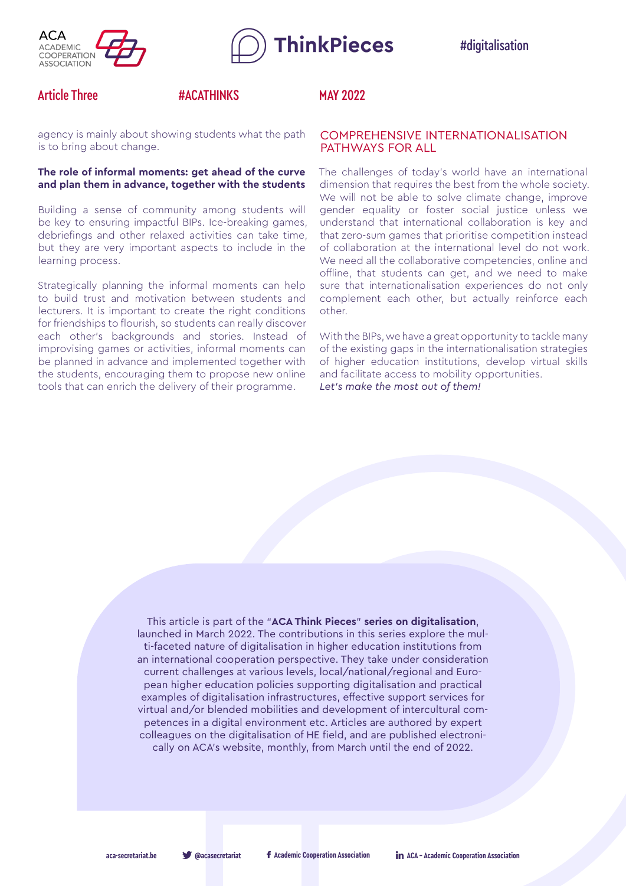agency is mainly about showing students what the path is to bring about change.

**The role of informal moments: get ahead of the curve and plan them in advance, together with the students**

Building a sense of community among students will be key to ensuring impactful BIPs. Ice-breaking games, debriefings and other relaxed activities can take time, but they are very important aspects to include in the learning process.

Strategically planning the informal moments can help to build trust and motivation between students and lecturers. It is important to create the right conditions for friendships to flourish, so students can really discover each other's backgrounds and stories. Instead of improvising games or activities, informal moments can be planned in advance and implemented together with the students, encouraging them to propose new online tools that can enrich the delivery of their programme.

## COMPREHENSIVE INTERNATIONALISATION PATHWAYS FOR ALL

The challenges of today's world have an international dimension that requires the best from the whole society. We will not be able to solve climate change, improve gender equality or foster social justice unless we understand that international collaboration is key and that zero-sum games that prioritise competition instead of collaboration at the international level do not work. We need all the collaborative competencies, online and offline, that students can get, and we need to make sure that internationalisation experiences do not only complement each other, but actually reinforce each other.

With the BIPs, we have a great opportunity to tackle many of the existing gaps in the internationalisation strategies of higher education institutions, develop virtual skills and facilitate access to mobility opportunities.
*Let's make the most out of them!*

This article is part of the "**ACA Think Pieces**" **series on digitalisation**, launched in March 2022. The contributions in this series explore the multi-faceted nature of digitalisation in higher education institutions from an international cooperation perspective. They take under consideration current challenges at various levels, local/national/regional and European higher education policies supporting digitalisation and practical examples of digitalisation infrastructures, effective support services for virtual and/or blended mobilities and development of intercultural competences in a digital environment etc. Articles are authored by expert colleagues on the digitalisation of HE field, and are published electronically on ACA's website, monthly, from March until the end of 2022.

aca-secretariat.be | @acasecretariat | Academic Cooperation Association | ACA - Academic Cooperation Association